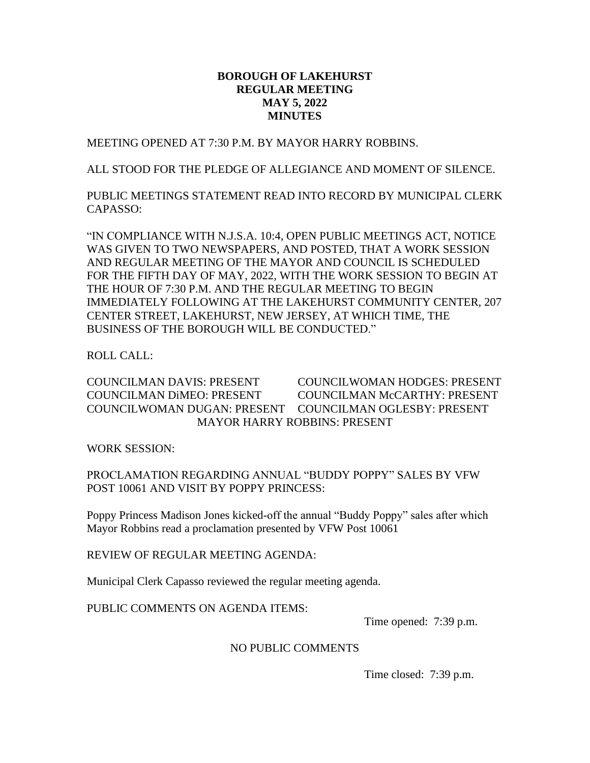# BOROUGH OF LAKEHURST
## REGULAR MEETING
## MAY 5, 2022
## MINUTES

MEETING OPENED AT 7:30 P.M. BY MAYOR HARRY ROBBINS.

ALL STOOD FOR THE PLEDGE OF ALLEGIANCE AND MOMENT OF SILENCE.

PUBLIC MEETINGS STATEMENT READ INTO RECORD BY MUNICIPAL CLERK CAPASSO:

"IN COMPLIANCE WITH N.J.S.A. 10:4, OPEN PUBLIC MEETINGS ACT, NOTICE WAS GIVEN TO TWO NEWSPAPERS, AND POSTED, THAT A WORK SESSION AND REGULAR MEETING OF THE MAYOR AND COUNCIL IS SCHEDULED FOR THE FIFTH DAY OF MAY, 2022, WITH THE WORK SESSION TO BEGIN AT THE HOUR OF 7:30 P.M. AND THE REGULAR MEETING TO BEGIN IMMEDIATELY FOLLOWING AT THE LAKEHURST COMMUNITY CENTER, 207 CENTER STREET, LAKEHURST, NEW JERSEY, AT WHICH TIME, THE BUSINESS OF THE BOROUGH WILL BE CONDUCTED."

ROLL CALL:

COUNCILMAN DAVIS: PRESENT
COUNCILWOMAN HODGES: PRESENT
COUNCILMAN DiMEO: PRESENT
COUNCILMAN McCARTHY: PRESENT
COUNCILWOMAN DUGAN: PRESENT
COUNCILMAN OGLESBY: PRESENT
MAYOR HARRY ROBBINS: PRESENT

WORK SESSION:

PROCLAMATION REGARDING ANNUAL "BUDDY POPPY" SALES BY VFW POST 10061 AND VISIT BY POPPY PRINCESS:

Poppy Princess Madison Jones kicked-off the annual "Buddy Poppy" sales after which Mayor Robbins read a proclamation presented by VFW Post 10061

REVIEW OF REGULAR MEETING AGENDA:

Municipal Clerk Capasso reviewed the regular meeting agenda.

PUBLIC COMMENTS ON AGENDA ITEMS:

Time opened: 7:39 p.m.

NO PUBLIC COMMENTS

Time closed: 7:39 p.m.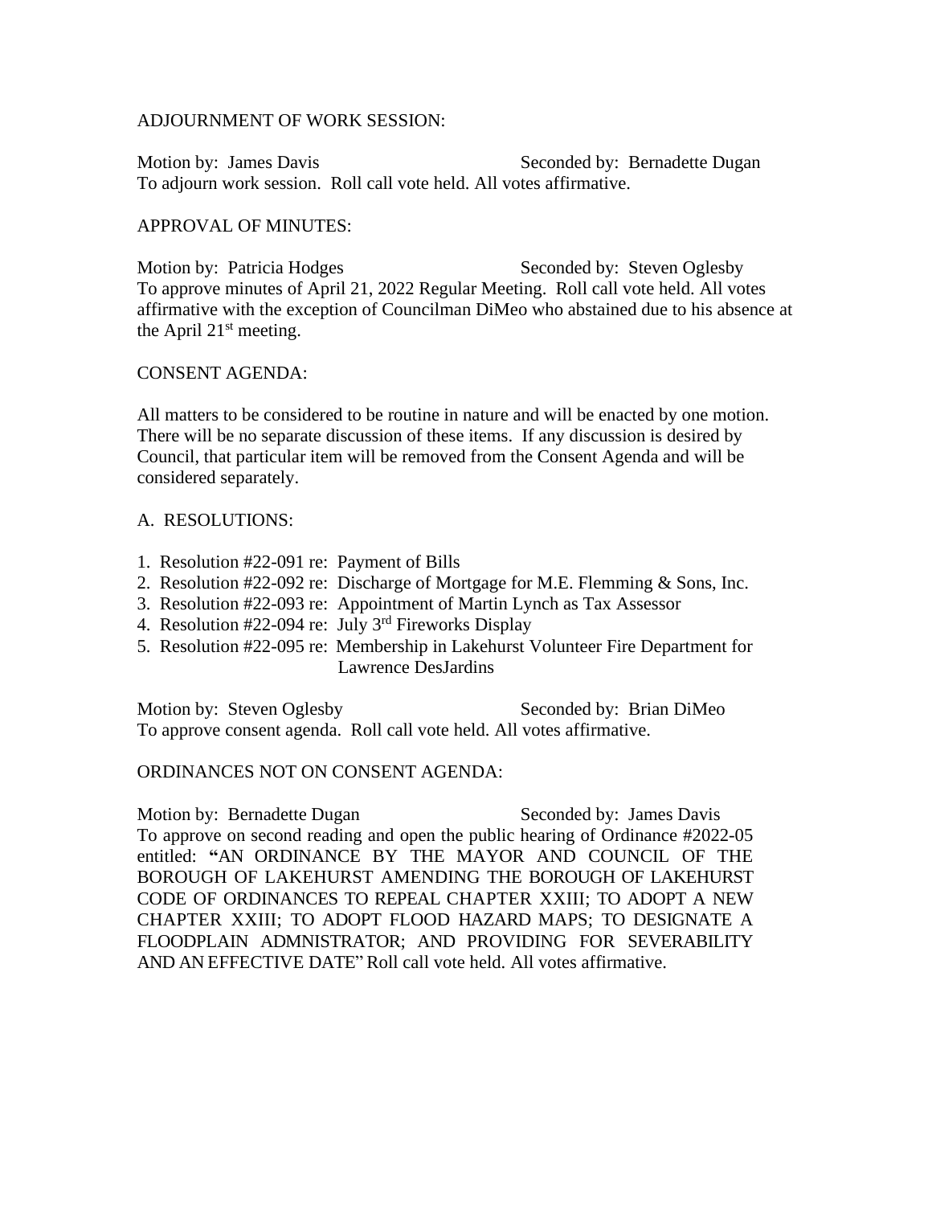ADJOURNMENT OF WORK SESSION:

Motion by: James Davis Seconded by: Bernadette Dugan
To adjourn work session. Roll call vote held. All votes affirmative.

APPROVAL OF MINUTES:

Motion by: Patricia Hodges Seconded by: Steven Oglesby
To approve minutes of April 21, 2022 Regular Meeting. Roll call vote held. All votes affirmative with the exception of Councilman DiMeo who abstained due to his absence at the April 21st meeting.

CONSENT AGENDA:

All matters to be considered to be routine in nature and will be enacted by one motion. There will be no separate discussion of these items. If any discussion is desired by Council, that particular item will be removed from the Consent Agenda and will be considered separately.

A. RESOLUTIONS:

1. Resolution #22-091 re: Payment of Bills
2. Resolution #22-092 re: Discharge of Mortgage for M.E. Flemming & Sons, Inc.
3. Resolution #22-093 re: Appointment of Martin Lynch as Tax Assessor
4. Resolution #22-094 re: July 3rd Fireworks Display
5. Resolution #22-095 re: Membership in Lakehurst Volunteer Fire Department for Lawrence DesJardins

Motion by: Steven Oglesby Seconded by: Brian DiMeo
To approve consent agenda. Roll call vote held. All votes affirmative.

ORDINANCES NOT ON CONSENT AGENDA:

Motion by: Bernadette Dugan Seconded by: James Davis
To approve on second reading and open the public hearing of Ordinance #2022-05 entitled: **"**AN ORDINANCE BY THE MAYOR AND COUNCIL OF THE BOROUGH OF LAKEHURST AMENDING THE BOROUGH OF LAKEHURST CODE OF ORDINANCES TO REPEAL CHAPTER XXIII; TO ADOPT A NEW CHAPTER XXIII; TO ADOPT FLOOD HAZARD MAPS; TO DESIGNATE A FLOODPLAIN ADMNISTRATOR; AND PROVIDING FOR SEVERABILITY AND AN EFFECTIVE DATE" Roll call vote held. All votes affirmative.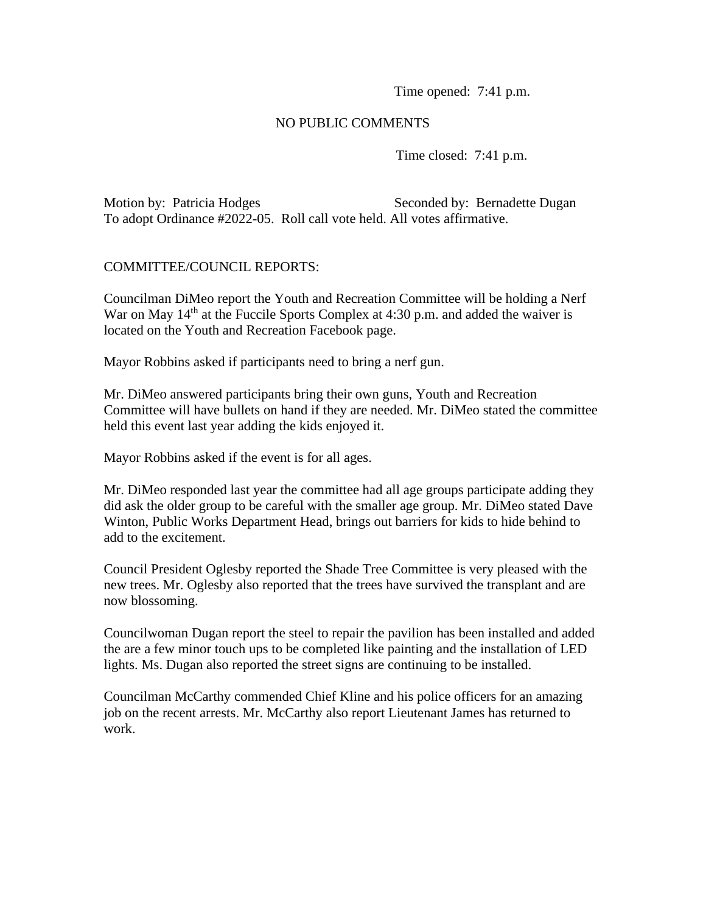Time opened: 7:41 p.m.

NO PUBLIC COMMENTS

Time closed: 7:41 p.m.

Motion by: Patricia Hodges Seconded by: Bernadette Dugan
To adopt Ordinance #2022-05. Roll call vote held. All votes affirmative.

COMMITTEE/COUNCIL REPORTS:

Councilman DiMeo report the Youth and Recreation Committee will be holding a Nerf War on May 14th at the Fuccile Sports Complex at 4:30 p.m. and added the waiver is located on the Youth and Recreation Facebook page.

Mayor Robbins asked if participants need to bring a nerf gun.

Mr. DiMeo answered participants bring their own guns, Youth and Recreation Committee will have bullets on hand if they are needed. Mr. DiMeo stated the committee held this event last year adding the kids enjoyed it.

Mayor Robbins asked if the event is for all ages.

Mr. DiMeo responded last year the committee had all age groups participate adding they did ask the older group to be careful with the smaller age group. Mr. DiMeo stated Dave Winton, Public Works Department Head, brings out barriers for kids to hide behind to add to the excitement.

Council President Oglesby reported the Shade Tree Committee is very pleased with the new trees. Mr. Oglesby also reported that the trees have survived the transplant and are now blossoming.

Councilwoman Dugan report the steel to repair the pavilion has been installed and added the are a few minor touch ups to be completed like painting and the installation of LED lights. Ms. Dugan also reported the street signs are continuing to be installed.

Councilman McCarthy commended Chief Kline and his police officers for an amazing job on the recent arrests. Mr. McCarthy also report Lieutenant James has returned to work.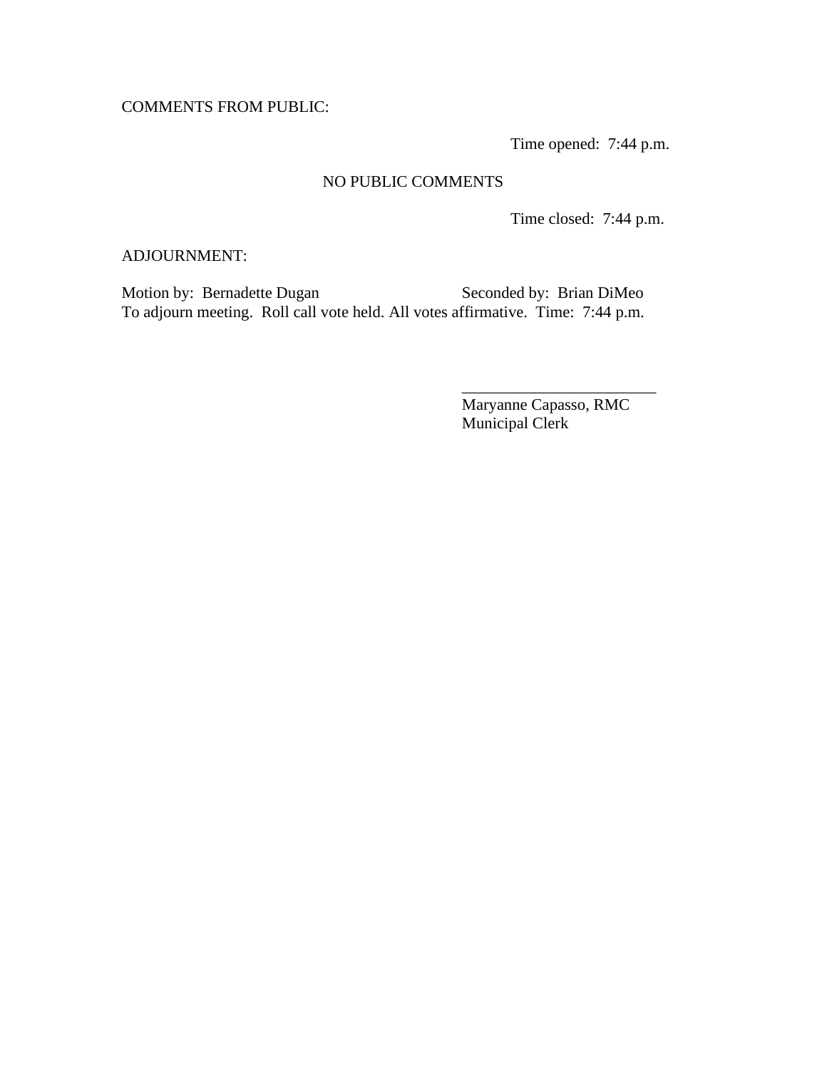COMMENTS FROM PUBLIC:

Time opened: 7:44 p.m.

NO PUBLIC COMMENTS

Time closed: 7:44 p.m.

ADJOURNMENT:

Motion by: Bernadette Dugan Seconded by: Brian DiMeo
To adjourn meeting. Roll call vote held. All votes affirmative. Time: 7:44 p.m.

_________________________
Maryanne Capasso, RMC
Municipal Clerk